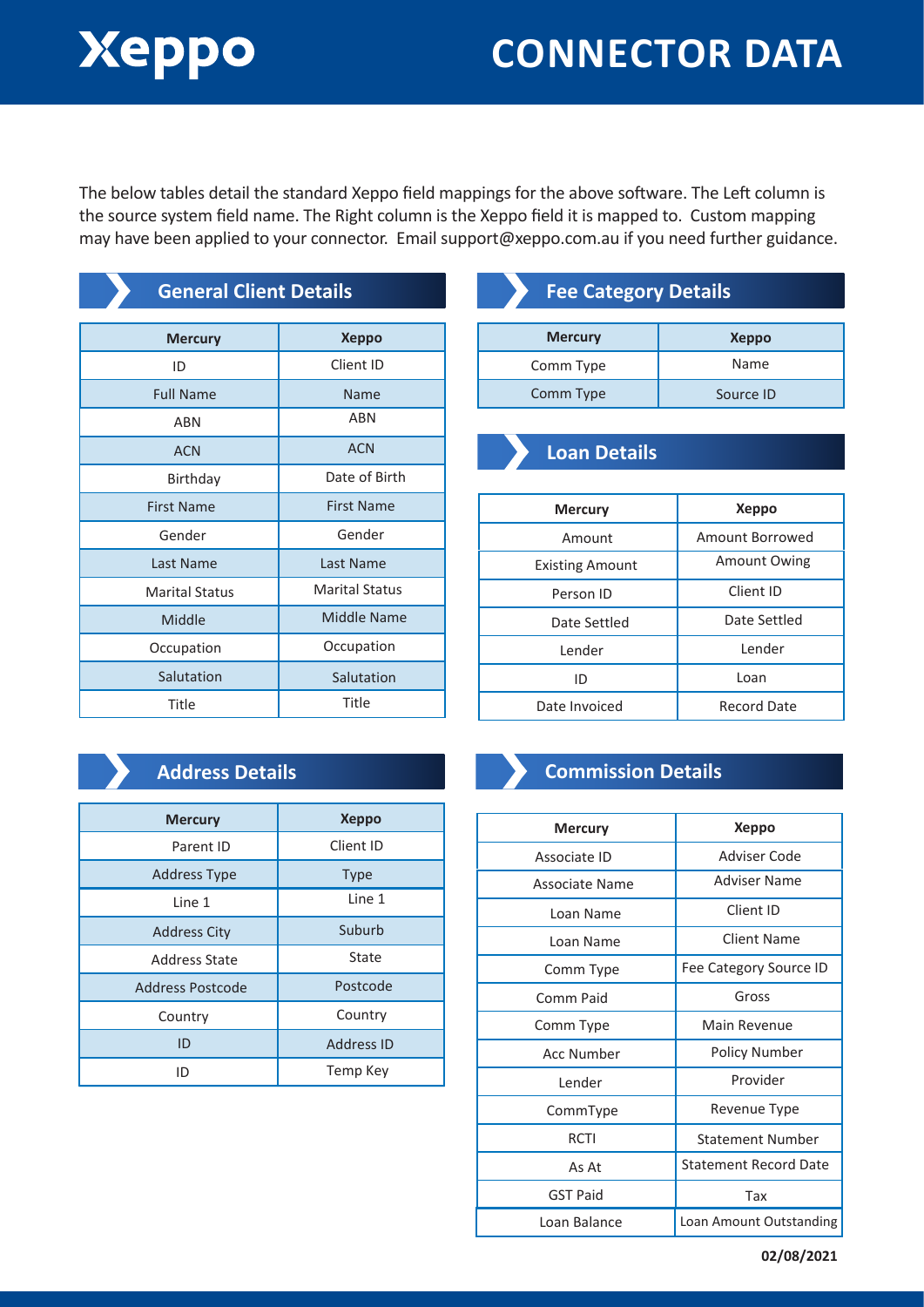# Xeppo

# CONNECTOR DATA

The below tables detail the standard Xeppo field mappings for the above software. The Left column is the source system field name. The Right column is the Xeppo field it is mapped to. Custom mapping may have been applied to your connector. Email support@xeppo.com.au if you need further guidance.

## General Client Details

| Mercury | Xeppo |
|---|---|
| ID | Client ID |
| Full Name | Name |
| ABN | ABN |
| ACN | ACN |
| Birthday | Date of Birth |
| First Name | First Name |
| Gender | Gender |
| Last Name | Last Name |
| Marital Status | Marital Status |
| Middle | Middle Name |
| Occupation | Occupation |
| Salutation | Salutation |
| Title | Title |

## Fee Category Details

| Mercury | Xeppo |
|---|---|
| Comm Type | Name |
| Comm Type | Source ID |

## Loan Details

| Mercury | Xeppo |
|---|---|
| Amount | Amount Borrowed |
| Existing Amount | Amount Owing |
| Person ID | Client ID |
| Date Settled | Date Settled |
| Lender | Lender |
| ID | Loan |
| Date Invoiced | Record Date |

## Address Details

| Mercury | Xeppo |
|---|---|
| Parent ID | Client ID |
| Address Type | Type |
| Line 1 | Line 1 |
| Address City | Suburb |
| Address State | State |
| Address Postcode | Postcode |
| Country | Country |
| ID | Address ID |
| ID | Temp Key |

## Commission Details

| Mercury | Xeppo |
|---|---|
| Associate ID | Adviser Code |
| Associate Name | Adviser Name |
| Loan Name | Client ID |
| Loan Name | Client Name |
| Comm Type | Fee Category Source ID |
| Comm Paid | Gross |
| Comm Type | Main Revenue |
| Acc Number | Policy Number |
| Lender | Provider |
| CommType | Revenue Type |
| RCTI | Statement Number |
| As At | Statement Record Date |
| GST Paid | Tax |
| Loan Balance | Loan Amount Outstanding |

02/08/2021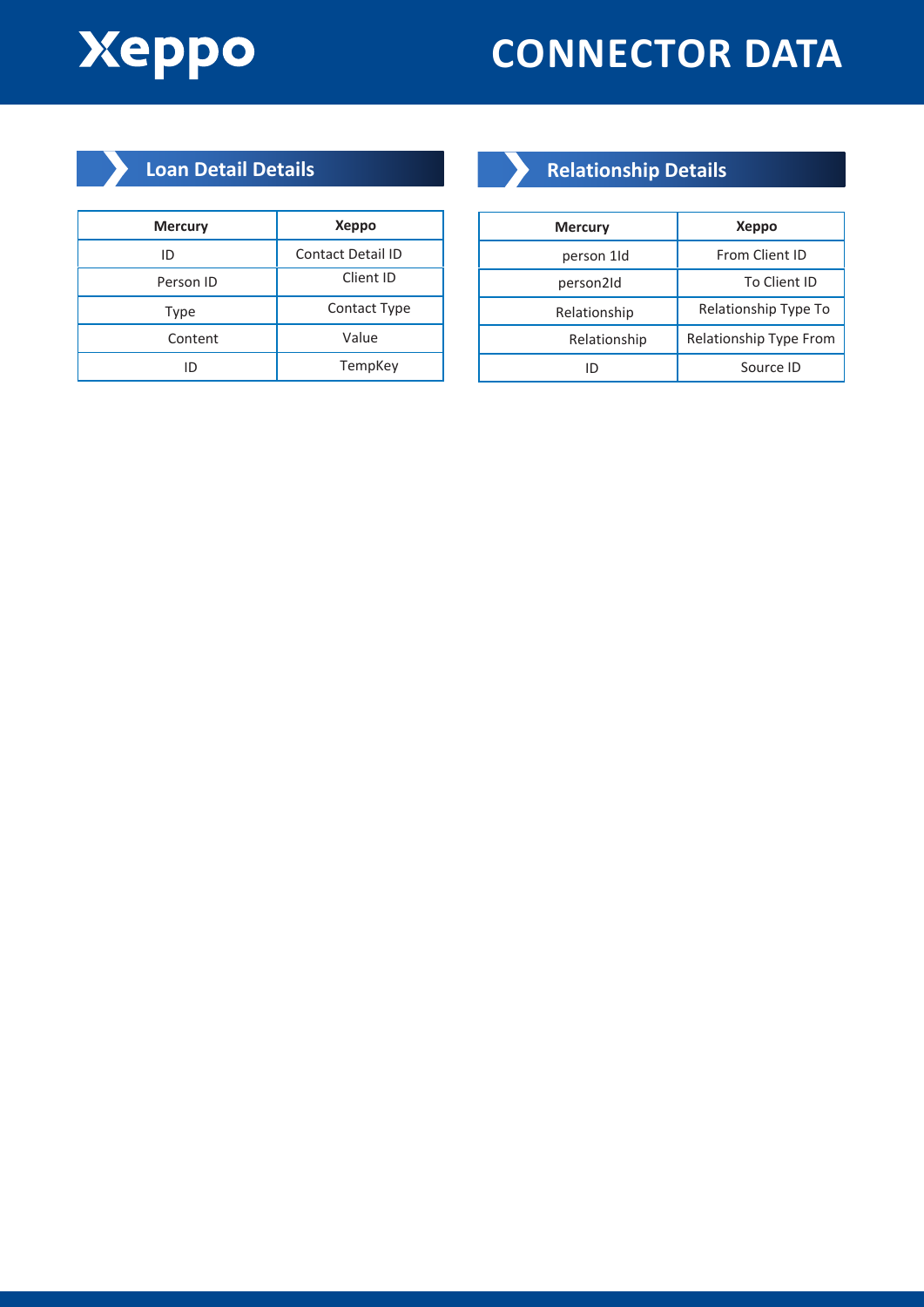# CONNECTOR DATA

## Loan Detail Details

| Mercury | Xeppo |
| --- | --- |
| ID | Contact Detail ID |
| Person ID | Client ID |
| Type | Contact Type |
| Content | Value |
| ID | TempKey |

## Relationship Details

| Mercury | Xeppo |
| --- | --- |
| person 1Id | From Client ID |
| person2Id | To Client ID |
| Relationship | Relationship Type To |
| Relationship | Relationship Type From |
| ID | Source ID |